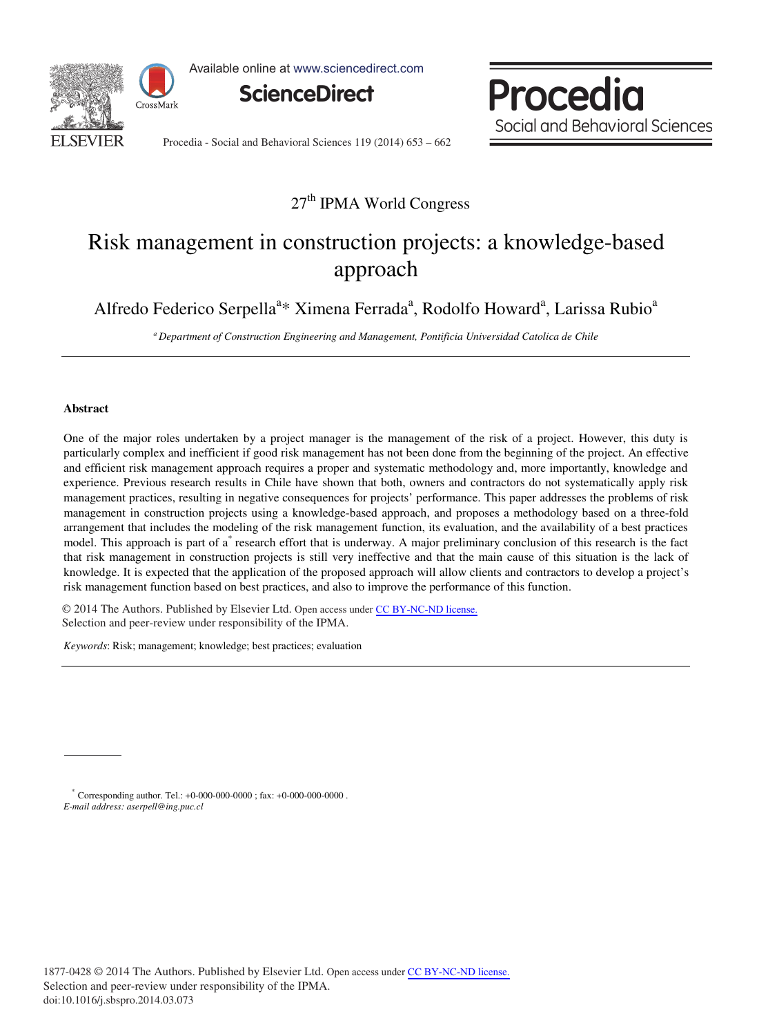27th IPMA World Congress

# Risk management in construction projects: a knowledge-based approach

Alfredo Federico Serpella[a]* Ximena Ferrada[a], Rodolfo Howard[a], Larissa Rubio[a]

[a] *Department of Construction Engineering and Management, Pontificia Universidad Catolica de Chile*

---

### Abstract

One of the major roles undertaken by a project manager is the management of the risk of a project. However, this duty is particularly complex and inefficient if good risk management has not been done from the beginning of the project. An effective and efficient risk management approach requires a proper and systematic methodology and, more importantly, knowledge and experience. Previous research results in Chile have shown that both, owners and contractors do not systematically apply risk management practices, resulting in negative consequences for projects' performance. This paper addresses the problems of risk management in construction projects using a knowledge-based approach, and proposes a methodology based on a three-fold arrangement that includes the modeling of the risk management function, its evaluation, and the availability of a best practices model. This approach is part of a* research effort that is underway. A major preliminary conclusion of this research is the fact that risk management in construction projects is still very ineffective and that the main cause of this situation is the lack of knowledge. It is expected that the application of the proposed approach will allow clients and contractors to develop a project's risk management function based on best practices, and also to improve the performance of this function.

© 2014 The Authors. Published by Elsevier Ltd. Open access under CC BY-NC-ND license.
Selection and peer-review under responsibility of the IPMA.

*Keywords*: Risk; management; knowledge; best practices; evaluation

---

* Corresponding author. Tel.: +0-000-000-0000 ; fax: +0-000-000-0000 .
*E-mail address: aserpell@ing.puc.cl*

1877-0428 © 2014 The Authors. Published by Elsevier Ltd. Open access under CC BY-NC-ND license.
Selection and peer-review under responsibility of the IPMA.
doi:10.1016/j.sbspro.2014.03.073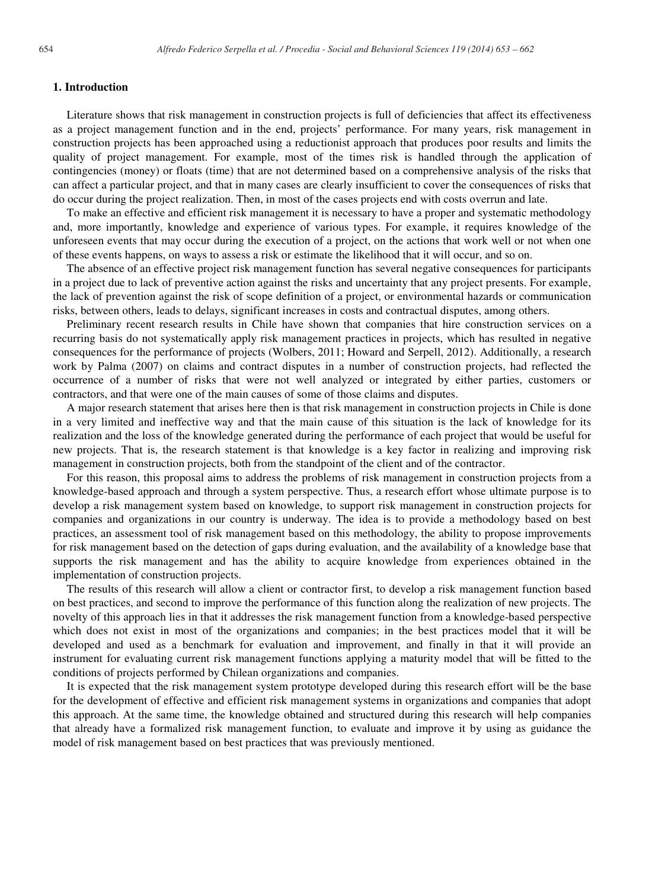## 1. Introduction

Literature shows that risk management in construction projects is full of deficiencies that affect its effectiveness as a project management function and in the end, projects' performance. For many years, risk management in construction projects has been approached using a reductionist approach that produces poor results and limits the quality of project management. For example, most of the times risk is handled through the application of contingencies (money) or floats (time) that are not determined based on a comprehensive analysis of the risks that can affect a particular project, and that in many cases are clearly insufficient to cover the consequences of risks that do occur during the project realization. Then, in most of the cases projects end with costs overrun and late.

To make an effective and efficient risk management it is necessary to have a proper and systematic methodology and, more importantly, knowledge and experience of various types. For example, it requires knowledge of the unforeseen events that may occur during the execution of a project, on the actions that work well or not when one of these events happens, on ways to assess a risk or estimate the likelihood that it will occur, and so on.

The absence of an effective project risk management function has several negative consequences for participants in a project due to lack of preventive action against the risks and uncertainty that any project presents. For example, the lack of prevention against the risk of scope definition of a project, or environmental hazards or communication risks, between others, leads to delays, significant increases in costs and contractual disputes, among others.

Preliminary recent research results in Chile have shown that companies that hire construction services on a recurring basis do not systematically apply risk management practices in projects, which has resulted in negative consequences for the performance of projects (Wolbers, 2011; Howard and Serpell, 2012). Additionally, a research work by Palma (2007) on claims and contract disputes in a number of construction projects, had reflected the occurrence of a number of risks that were not well analyzed or integrated by either parties, customers or contractors, and that were one of the main causes of some of those claims and disputes.

A major research statement that arises here then is that risk management in construction projects in Chile is done in a very limited and ineffective way and that the main cause of this situation is the lack of knowledge for its realization and the loss of the knowledge generated during the performance of each project that would be useful for new projects. That is, the research statement is that knowledge is a key factor in realizing and improving risk management in construction projects, both from the standpoint of the client and of the contractor.

For this reason, this proposal aims to address the problems of risk management in construction projects from a knowledge-based approach and through a system perspective. Thus, a research effort whose ultimate purpose is to develop a risk management system based on knowledge, to support risk management in construction projects for companies and organizations in our country is underway. The idea is to provide a methodology based on best practices, an assessment tool of risk management based on this methodology, the ability to propose improvements for risk management based on the detection of gaps during evaluation, and the availability of a knowledge base that supports the risk management and has the ability to acquire knowledge from experiences obtained in the implementation of construction projects.

The results of this research will allow a client or contractor first, to develop a risk management function based on best practices, and second to improve the performance of this function along the realization of new projects. The novelty of this approach lies in that it addresses the risk management function from a knowledge-based perspective which does not exist in most of the organizations and companies; in the best practices model that it will be developed and used as a benchmark for evaluation and improvement, and finally in that it will provide an instrument for evaluating current risk management functions applying a maturity model that will be fitted to the conditions of projects performed by Chilean organizations and companies.

It is expected that the risk management system prototype developed during this research effort will be the base for the development of effective and efficient risk management systems in organizations and companies that adopt this approach. At the same time, the knowledge obtained and structured during this research will help companies that already have a formalized risk management function, to evaluate and improve it by using as guidance the model of risk management based on best practices that was previously mentioned.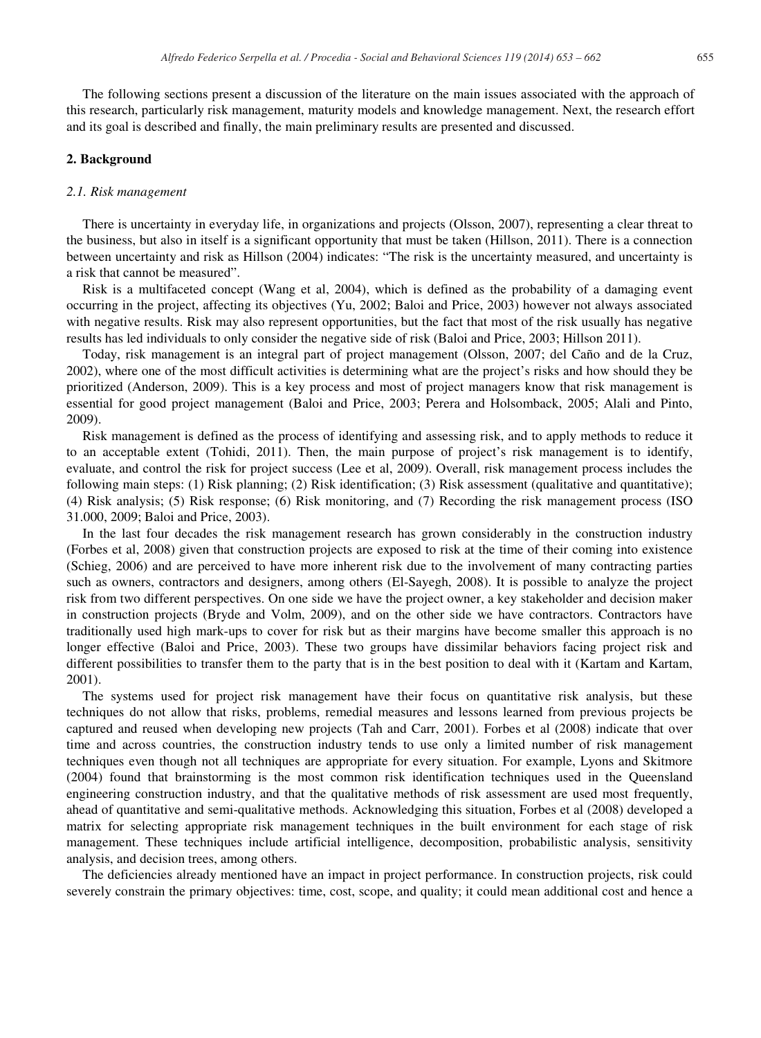The following sections present a discussion of the literature on the main issues associated with the approach of this research, particularly risk management, maturity models and knowledge management. Next, the research effort and its goal is described and finally, the main preliminary results are presented and discussed.

## 2. Background

### *2.1. Risk management*

There is uncertainty in everyday life, in organizations and projects (Olsson, 2007), representing a clear threat to the business, but also in itself is a significant opportunity that must be taken (Hillson, 2011). There is a connection between uncertainty and risk as Hillson (2004) indicates: "The risk is the uncertainty measured, and uncertainty is a risk that cannot be measured".

Risk is a multifaceted concept (Wang et al, 2004), which is defined as the probability of a damaging event occurring in the project, affecting its objectives (Yu, 2002; Baloi and Price, 2003) however not always associated with negative results. Risk may also represent opportunities, but the fact that most of the risk usually has negative results has led individuals to only consider the negative side of risk (Baloi and Price, 2003; Hillson 2011).

Today, risk management is an integral part of project management (Olsson, 2007; del Caño and de la Cruz, 2002), where one of the most difficult activities is determining what are the project's risks and how should they be prioritized (Anderson, 2009). This is a key process and most of project managers know that risk management is essential for good project management (Baloi and Price, 2003; Perera and Holsomback, 2005; Alali and Pinto, 2009).

Risk management is defined as the process of identifying and assessing risk, and to apply methods to reduce it to an acceptable extent (Tohidi, 2011). Then, the main purpose of project's risk management is to identify, evaluate, and control the risk for project success (Lee et al, 2009). Overall, risk management process includes the following main steps: (1) Risk planning; (2) Risk identification; (3) Risk assessment (qualitative and quantitative); (4) Risk analysis; (5) Risk response; (6) Risk monitoring, and (7) Recording the risk management process (ISO 31.000, 2009; Baloi and Price, 2003).

In the last four decades the risk management research has grown considerably in the construction industry (Forbes et al, 2008) given that construction projects are exposed to risk at the time of their coming into existence (Schieg, 2006) and are perceived to have more inherent risk due to the involvement of many contracting parties such as owners, contractors and designers, among others (El-Sayegh, 2008). It is possible to analyze the project risk from two different perspectives. On one side we have the project owner, a key stakeholder and decision maker in construction projects (Bryde and Volm, 2009), and on the other side we have contractors. Contractors have traditionally used high mark-ups to cover for risk but as their margins have become smaller this approach is no longer effective (Baloi and Price, 2003). These two groups have dissimilar behaviors facing project risk and different possibilities to transfer them to the party that is in the best position to deal with it (Kartam and Kartam, 2001).

The systems used for project risk management have their focus on quantitative risk analysis, but these techniques do not allow that risks, problems, remedial measures and lessons learned from previous projects be captured and reused when developing new projects (Tah and Carr, 2001). Forbes et al (2008) indicate that over time and across countries, the construction industry tends to use only a limited number of risk management techniques even though not all techniques are appropriate for every situation. For example, Lyons and Skitmore (2004) found that brainstorming is the most common risk identification techniques used in the Queensland engineering construction industry, and that the qualitative methods of risk assessment are used most frequently, ahead of quantitative and semi-qualitative methods. Acknowledging this situation, Forbes et al (2008) developed a matrix for selecting appropriate risk management techniques in the built environment for each stage of risk management. These techniques include artificial intelligence, decomposition, probabilistic analysis, sensitivity analysis, and decision trees, among others.

The deficiencies already mentioned have an impact in project performance. In construction projects, risk could severely constrain the primary objectives: time, cost, scope, and quality; it could mean additional cost and hence a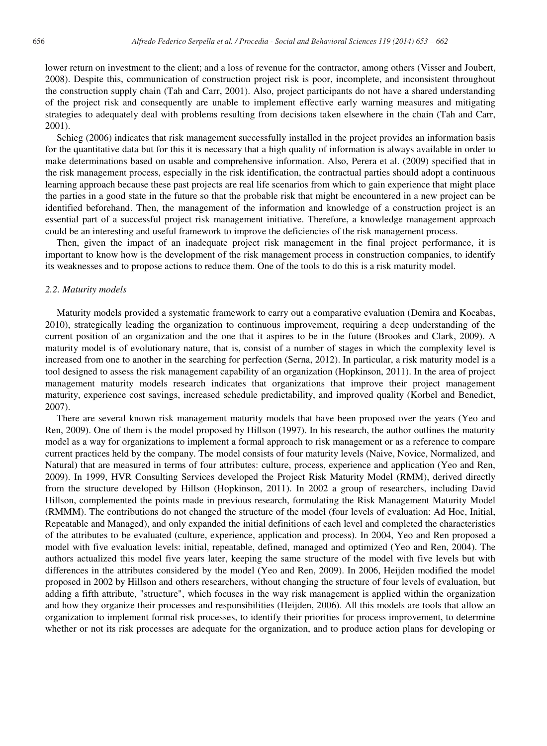lower return on investment to the client; and a loss of revenue for the contractor, among others (Visser and Joubert, 2008). Despite this, communication of construction project risk is poor, incomplete, and inconsistent throughout the construction supply chain (Tah and Carr, 2001). Also, project participants do not have a shared understanding of the project risk and consequently are unable to implement effective early warning measures and mitigating strategies to adequately deal with problems resulting from decisions taken elsewhere in the chain (Tah and Carr, 2001).

Schieg (2006) indicates that risk management successfully installed in the project provides an information basis for the quantitative data but for this it is necessary that a high quality of information is always available in order to make determinations based on usable and comprehensive information. Also, Perera et al. (2009) specified that in the risk management process, especially in the risk identification, the contractual parties should adopt a continuous learning approach because these past projects are real life scenarios from which to gain experience that might place the parties in a good state in the future so that the probable risk that might be encountered in a new project can be identified beforehand. Then, the management of the information and knowledge of a construction project is an essential part of a successful project risk management initiative. Therefore, a knowledge management approach could be an interesting and useful framework to improve the deficiencies of the risk management process.

Then, given the impact of an inadequate project risk management in the final project performance, it is important to know how is the development of the risk management process in construction companies, to identify its weaknesses and to propose actions to reduce them. One of the tools to do this is a risk maturity model.

### *2.2. Maturity models*

Maturity models provided a systematic framework to carry out a comparative evaluation (Demira and Kocabas, 2010), strategically leading the organization to continuous improvement, requiring a deep understanding of the current position of an organization and the one that it aspires to be in the future (Brookes and Clark, 2009). A maturity model is of evolutionary nature, that is, consist of a number of stages in which the complexity level is increased from one to another in the searching for perfection (Serna, 2012). In particular, a risk maturity model is a tool designed to assess the risk management capability of an organization (Hopkinson, 2011). In the area of project management maturity models research indicates that organizations that improve their project management maturity, experience cost savings, increased schedule predictability, and improved quality (Korbel and Benedict, 2007).

There are several known risk management maturity models that have been proposed over the years (Yeo and Ren, 2009). One of them is the model proposed by Hillson (1997). In his research, the author outlines the maturity model as a way for organizations to implement a formal approach to risk management or as a reference to compare current practices held by the company. The model consists of four maturity levels (Naive, Novice, Normalized, and Natural) that are measured in terms of four attributes: culture, process, experience and application (Yeo and Ren, 2009). In 1999, HVR Consulting Services developed the Project Risk Maturity Model (RMM), derived directly from the structure developed by Hillson (Hopkinson, 2011). In 2002 a group of researchers, including David Hillson, complemented the points made in previous research, formulating the Risk Management Maturity Model (RMMM). The contributions do not changed the structure of the model (four levels of evaluation: Ad Hoc, Initial, Repeatable and Managed), and only expanded the initial definitions of each level and completed the characteristics of the attributes to be evaluated (culture, experience, application and process). In 2004, Yeo and Ren proposed a model with five evaluation levels: initial, repeatable, defined, managed and optimized (Yeo and Ren, 2004). The authors actualized this model five years later, keeping the same structure of the model with five levels but with differences in the attributes considered by the model (Yeo and Ren, 2009). In 2006, Heijden modified the model proposed in 2002 by Hillson and others researchers, without changing the structure of four levels of evaluation, but adding a fifth attribute, "structure", which focuses in the way risk management is applied within the organization and how they organize their processes and responsibilities (Heijden, 2006). All this models are tools that allow an organization to implement formal risk processes, to identify their priorities for process improvement, to determine whether or not its risk processes are adequate for the organization, and to produce action plans for developing or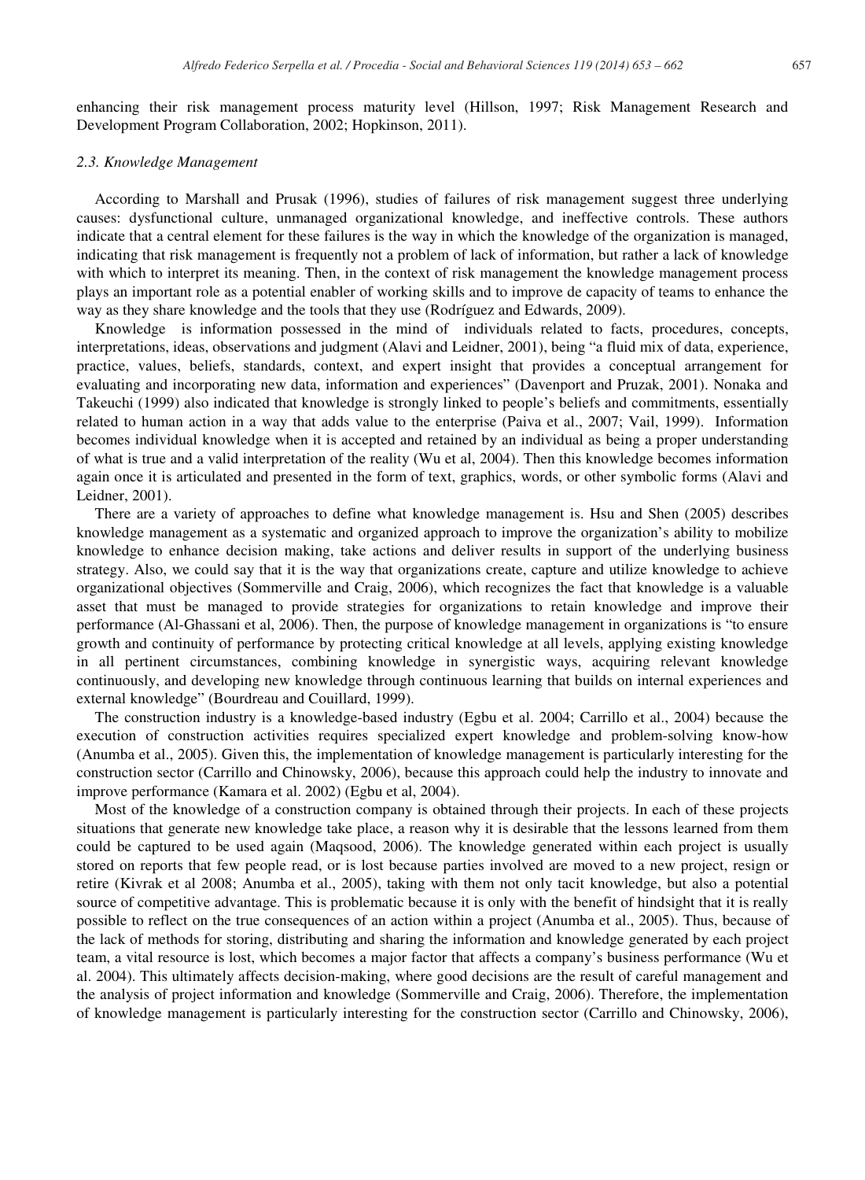enhancing their risk management process maturity level (Hillson, 1997; Risk Management Research and Development Program Collaboration, 2002; Hopkinson, 2011).

### *2.3. Knowledge Management*

According to Marshall and Prusak (1996), studies of failures of risk management suggest three underlying causes: dysfunctional culture, unmanaged organizational knowledge, and ineffective controls. These authors indicate that a central element for these failures is the way in which the knowledge of the organization is managed, indicating that risk management is frequently not a problem of lack of information, but rather a lack of knowledge with which to interpret its meaning. Then, in the context of risk management the knowledge management process plays an important role as a potential enabler of working skills and to improve de capacity of teams to enhance the way as they share knowledge and the tools that they use (Rodríguez and Edwards, 2009).

Knowledge is information possessed in the mind of individuals related to facts, procedures, concepts, interpretations, ideas, observations and judgment (Alavi and Leidner, 2001), being "a fluid mix of data, experience, practice, values, beliefs, standards, context, and expert insight that provides a conceptual arrangement for evaluating and incorporating new data, information and experiences" (Davenport and Pruzak, 2001). Nonaka and Takeuchi (1999) also indicated that knowledge is strongly linked to people's beliefs and commitments, essentially related to human action in a way that adds value to the enterprise (Paiva et al., 2007; Vail, 1999). Information becomes individual knowledge when it is accepted and retained by an individual as being a proper understanding of what is true and a valid interpretation of the reality (Wu et al, 2004). Then this knowledge becomes information again once it is articulated and presented in the form of text, graphics, words, or other symbolic forms (Alavi and Leidner, 2001).

There are a variety of approaches to define what knowledge management is. Hsu and Shen (2005) describes knowledge management as a systematic and organized approach to improve the organization's ability to mobilize knowledge to enhance decision making, take actions and deliver results in support of the underlying business strategy. Also, we could say that it is the way that organizations create, capture and utilize knowledge to achieve organizational objectives (Sommerville and Craig, 2006), which recognizes the fact that knowledge is a valuable asset that must be managed to provide strategies for organizations to retain knowledge and improve their performance (Al-Ghassani et al, 2006). Then, the purpose of knowledge management in organizations is "to ensure growth and continuity of performance by protecting critical knowledge at all levels, applying existing knowledge in all pertinent circumstances, combining knowledge in synergistic ways, acquiring relevant knowledge continuously, and developing new knowledge through continuous learning that builds on internal experiences and external knowledge" (Bourdreau and Couillard, 1999).

The construction industry is a knowledge-based industry (Egbu et al. 2004; Carrillo et al., 2004) because the execution of construction activities requires specialized expert knowledge and problem-solving know-how (Anumba et al., 2005). Given this, the implementation of knowledge management is particularly interesting for the construction sector (Carrillo and Chinowsky, 2006), because this approach could help the industry to innovate and improve performance (Kamara et al. 2002) (Egbu et al, 2004).

Most of the knowledge of a construction company is obtained through their projects. In each of these projects situations that generate new knowledge take place, a reason why it is desirable that the lessons learned from them could be captured to be used again (Maqsood, 2006). The knowledge generated within each project is usually stored on reports that few people read, or is lost because parties involved are moved to a new project, resign or retire (Kivrak et al 2008; Anumba et al., 2005), taking with them not only tacit knowledge, but also a potential source of competitive advantage. This is problematic because it is only with the benefit of hindsight that it is really possible to reflect on the true consequences of an action within a project (Anumba et al., 2005). Thus, because of the lack of methods for storing, distributing and sharing the information and knowledge generated by each project team, a vital resource is lost, which becomes a major factor that affects a company's business performance (Wu et al. 2004). This ultimately affects decision-making, where good decisions are the result of careful management and the analysis of project information and knowledge (Sommerville and Craig, 2006). Therefore, the implementation of knowledge management is particularly interesting for the construction sector (Carrillo and Chinowsky, 2006),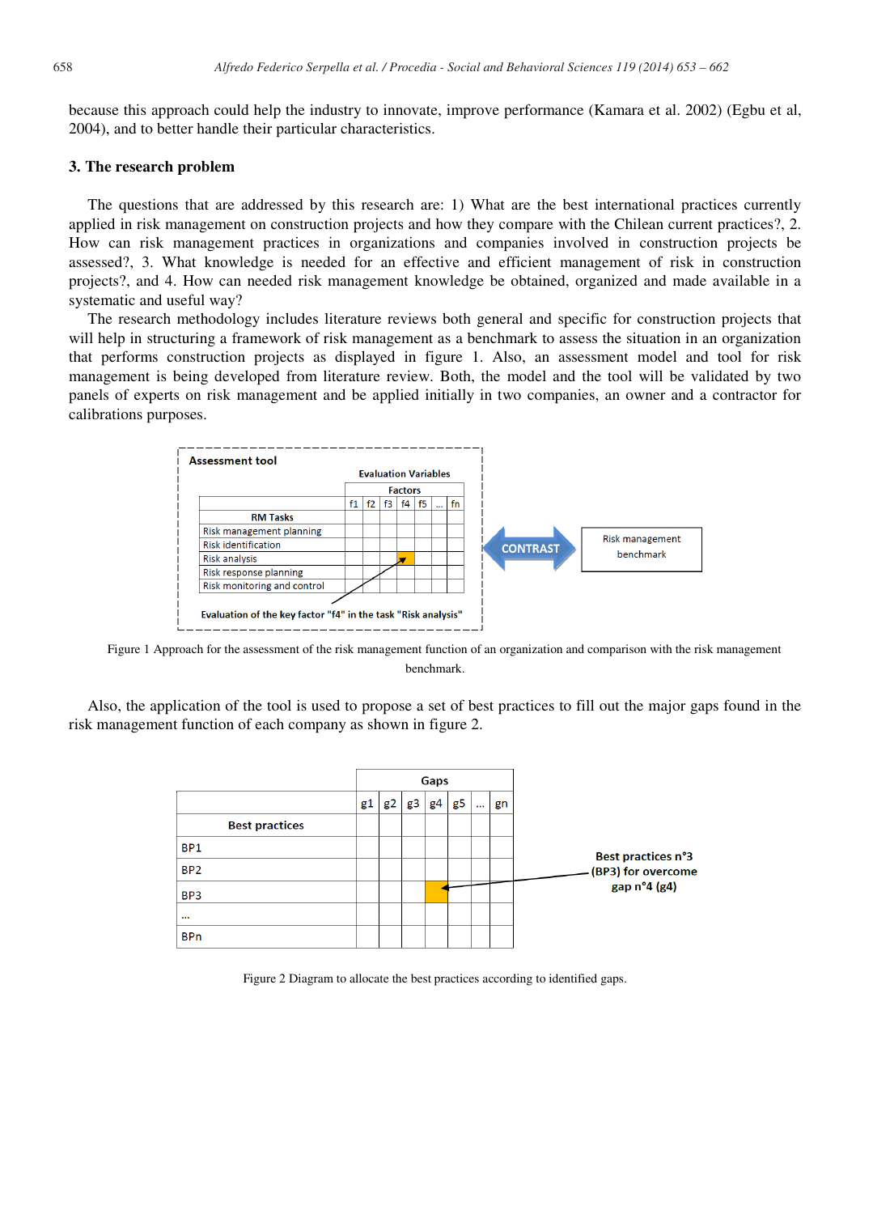because this approach could help the industry to innovate, improve performance (Kamara et al. 2002) (Egbu et al, 2004), and to better handle their particular characteristics.

## 3. The research problem

The questions that are addressed by this research are: 1) What are the best international practices currently applied in risk management on construction projects and how they compare with the Chilean current practices?, 2. How can risk management practices in organizations and companies involved in construction projects be assessed?, 3. What knowledge is needed for an effective and efficient management of risk in construction projects?, and 4. How can needed risk management knowledge be obtained, organized and made available in a systematic and useful way?

The research methodology includes literature reviews both general and specific for construction projects that will help in structuring a framework of risk management as a benchmark to assess the situation in an organization that performs construction projects as displayed in figure 1. Also, an assessment model and tool for risk management is being developed from literature review. Both, the model and the tool will be validated by two panels of experts on risk management and be applied initially in two companies, an owner and a contractor for calibrations purposes.

**Assessment tool**

| RM Tasks | f1 | f2 | f3 | f4 | f5 | ... | fn |
|---|---|---|---|---|---|---|---|
| Risk management planning | | | | | | | |
| Risk identification | | | | | | | |
| Risk analysis | | | | | | | |
| Risk response planning | | | | | | | |
| Risk monitoring and control | | | | | | | |

Evaluation Variables: Factors

Evaluation of the key factor "f4" in the task "Risk analysis"

CONTRAST — Risk management benchmark

Figure 1 Approach for the assessment of the risk management function of an organization and comparison with the risk management benchmark.

Also, the application of the tool is used to propose a set of best practices to fill out the major gaps found in the risk management function of each company as shown in figure 2.

| Best practices | g1 | g2 | g3 | g4 | g5 | ... | gn |
|---|---|---|---|---|---|---|---|
| BP1 | | | | | | | |
| BP2 | | | | | | | |
| BP3 | | | | | | | |
| ... | | | | | | | |
| BPn | | | | | | | |

Best practices n°3 (BP3) for overcome gap n°4 (g4)

Figure 2 Diagram to allocate the best practices according to identified gaps.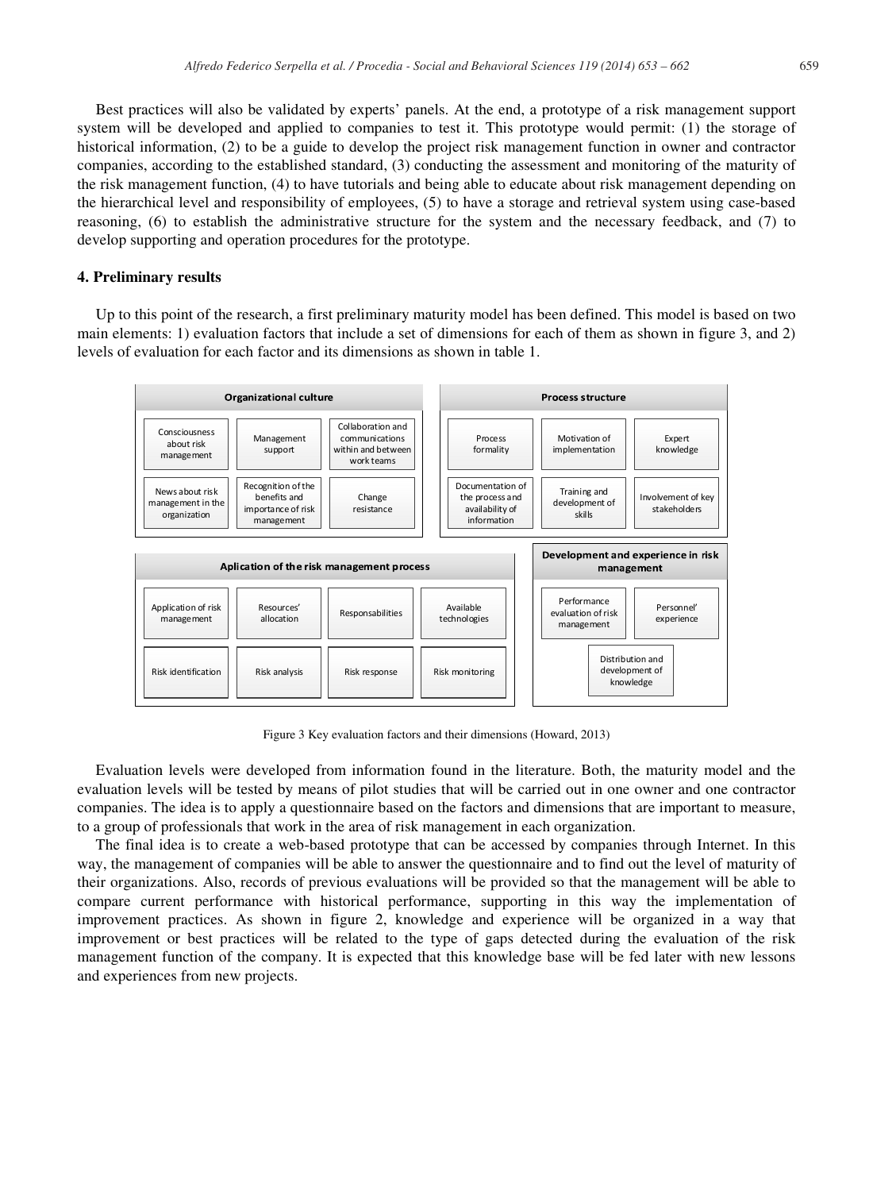Best practices will also be validated by experts' panels. At the end, a prototype of a risk management support system will be developed and applied to companies to test it. This prototype would permit: (1) the storage of historical information, (2) to be a guide to develop the project risk management function in owner and contractor companies, according to the established standard, (3) conducting the assessment and monitoring of the maturity of the risk management function, (4) to have tutorials and being able to educate about risk management depending on the hierarchical level and responsibility of employees, (5) to have a storage and retrieval system using case-based reasoning, (6) to establish the administrative structure for the system and the necessary feedback, and (7) to develop supporting and operation procedures for the prototype.

## 4. Preliminary results

Up to this point of the research, a first preliminary maturity model has been defined. This model is based on two main elements: 1) evaluation factors that include a set of dimensions for each of them as shown in figure 3, and 2) levels of evaluation for each factor and its dimensions as shown in table 1.

| Organizational culture | | |
|---|---|---|
| Consciousness about risk management | Management support | Collaboration and communications within and between work teams |
| News about risk management in the organization | Recognition of the benefits and importance of risk management | Change resistance |

| Process structure | | |
|---|---|---|
| Process formality | Motivation of implementation | Expert knowledge |
| Documentation of the process and availability of information | Training and development of skills | Involvement of key stakeholders |

| Aplication of the risk management process | | | |
|---|---|---|---|
| Application of risk management | Resources' allocation | Responsabilities | Available technologies |
| Risk identification | Risk analysis | Risk response | Risk monitoring |

| Development and experience in risk management | |
|---|---|
| Performance evaluation of risk management | Personnel' experience |
| Distribution and development of knowledge | |

Figure 3 Key evaluation factors and their dimensions (Howard, 2013)

Evaluation levels were developed from information found in the literature. Both, the maturity model and the evaluation levels will be tested by means of pilot studies that will be carried out in one owner and one contractor companies. The idea is to apply a questionnaire based on the factors and dimensions that are important to measure, to a group of professionals that work in the area of risk management in each organization.

The final idea is to create a web-based prototype that can be accessed by companies through Internet. In this way, the management of companies will be able to answer the questionnaire and to find out the level of maturity of their organizations. Also, records of previous evaluations will be provided so that the management will be able to compare current performance with historical performance, supporting in this way the implementation of improvement practices. As shown in figure 2, knowledge and experience will be organized in a way that improvement or best practices will be related to the type of gaps detected during the evaluation of the risk management function of the company. It is expected that this knowledge base will be fed later with new lessons and experiences from new projects.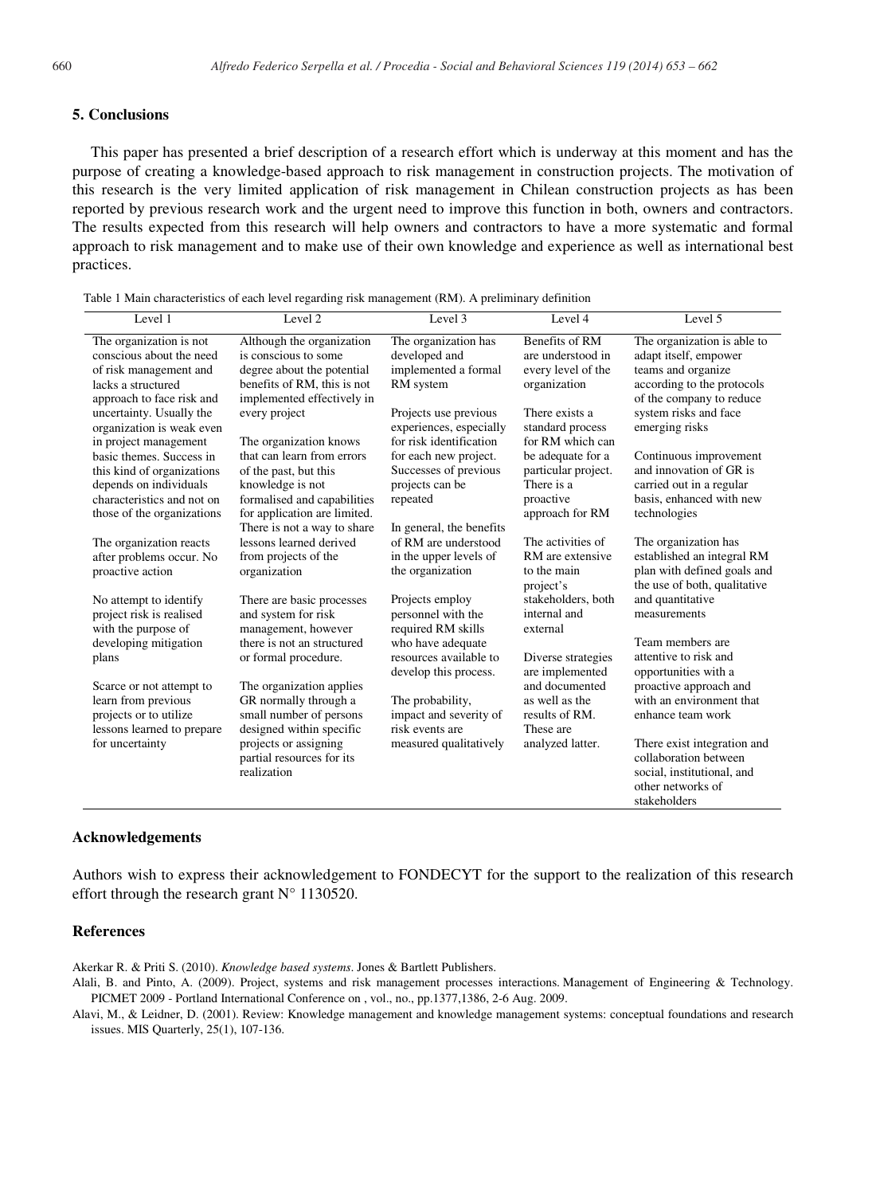## 5. Conclusions

This paper has presented a brief description of a research effort which is underway at this moment and has the purpose of creating a knowledge-based approach to risk management in construction projects. The motivation of this research is the very limited application of risk management in Chilean construction projects as has been reported by previous research work and the urgent need to improve this function in both, owners and contractors. The results expected from this research will help owners and contractors to have a more systematic and formal approach to risk management and to make use of their own knowledge and experience as well as international best practices.

Table 1 Main characteristics of each level regarding risk management (RM). A preliminary definition

| Level 1 | Level 2 | Level 3 | Level 4 | Level 5 |
|---|---|---|---|---|
| The organization is not conscious about the need of risk management and lacks a structured approach to face risk and uncertainty. Usually the organization is weak even in project management basic themes. Success in this kind of organizations depends on individuals characteristics and not on those of the organizations<br><br>The organization reacts after problems occur. No proactive action<br><br>No attempt to identify project risk is realised with the purpose of developing mitigation plans<br><br>Scarce or not attempt to learn from previous projects or to utilize lessons learned to prepare for uncertainty | Although the organization is conscious to some degree about the potential benefits of RM, this is not implemented effectively in every project<br><br>The organization knows that can learn from errors of the past, but this knowledge is not formalised and capabilities for application are limited. There is not a way to share lessons learned derived from projects of the organization<br><br>There are basic processes and system for risk management, however there is not an structured or formal procedure.<br><br>The organization applies GR normally through a small number of persons designed within specific projects or assigning partial resources for its realization | The organization has developed and implemented a formal RM system<br><br>Projects use previous experiences, especially for risk identification for each new project. Successes of previous projects can be repeated<br><br>In general, the benefits of RM are understood in the upper levels of the organization<br><br>Projects employ personnel with the required RM skills who have adequate resources available to develop this process.<br><br>The probability, impact and severity of risk events are measured qualitatively | Benefits of RM are understood in every level of the organization<br><br>There exists a standard process for RM which can be adequate for a particular project. There is a proactive approach for RM<br><br>The activities of RM are extensive to the main project's stakeholders, both internal and external<br><br>Diverse strategies are implemented and documented as well as the results of RM. These are analyzed latter. | The organization is able to adapt itself, empower teams and organize according to the protocols of the company to reduce system risks and face emerging risks<br><br>Continuous improvement and innovation of GR is carried out in a regular basis, enhanced with new technologies<br><br>The organization has established an integral RM plan with defined goals and the use of both, qualitative and quantitative measurements<br><br>Team members are attentive to risk and opportunities with a proactive approach and with an environment that enhance team work<br><br>There exist integration and collaboration between social, institutional, and other networks of stakeholders |

## Acknowledgements

Authors wish to express their acknowledgement to FONDECYT for the support to the realization of this research effort through the research grant N° 1130520.

## References

Akerkar R. & Priti S. (2010). *Knowledge based systems*. Jones & Bartlett Publishers.

Alali, B. and Pinto, A. (2009). Project, systems and risk management processes interactions. Management of Engineering & Technology. PICMET 2009 - Portland International Conference on , vol., no., pp.1377,1386, 2-6 Aug. 2009.

Alavi, M., & Leidner, D. (2001). Review: Knowledge management and knowledge management systems: conceptual foundations and research issues. MIS Quarterly, 25(1), 107-136.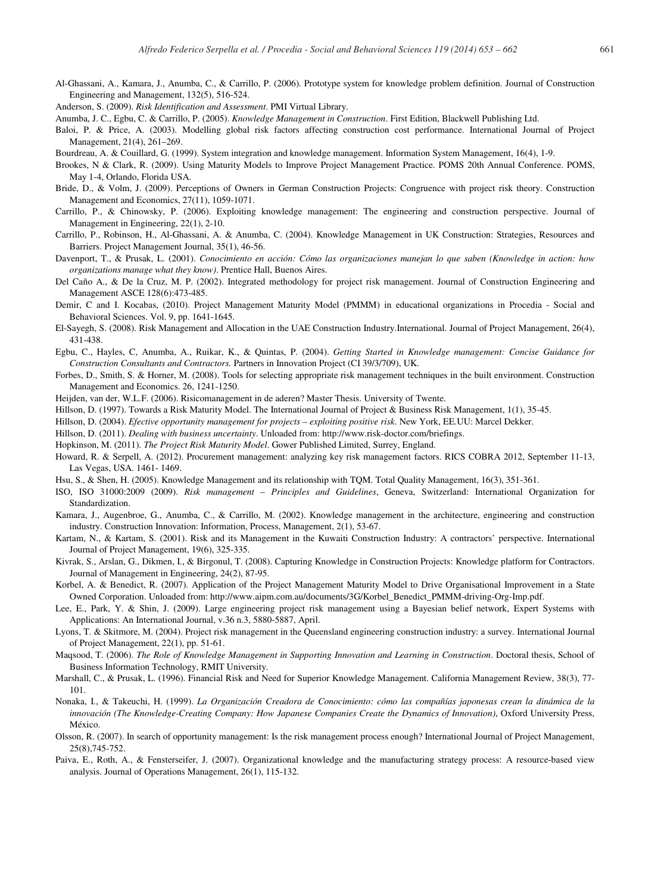Al-Ghassani, A., Kamara, J., Anumba, C., & Carrillo, P. (2006). Prototype system for knowledge problem definition. Journal of Construction Engineering and Management, 132(5), 516-524.

Anderson, S. (2009). *Risk Identification and Assessment*. PMI Virtual Library.

Anumba, J. C., Egbu, C. & Carrillo, P. (2005). *Knowledge Management in Construction*. First Edition, Blackwell Publishing Ltd.

Baloi, P. & Price, A. (2003). Modelling global risk factors affecting construction cost performance. International Journal of Project Management, 21(4), 261–269.

Bourdreau, A. & Couillard, G. (1999). System integration and knowledge management. Information System Management, 16(4), 1-9.

Brookes, N & Clark, R. (2009). Using Maturity Models to Improve Project Management Practice. POMS 20th Annual Conference. POMS, May 1-4, Orlando, Florida USA.

Bride, D., & Volm, J. (2009). Perceptions of Owners in German Construction Projects: Congruence with project risk theory. Construction Management and Economics, 27(11), 1059-1071.

Carrillo, P., & Chinowsky, P. (2006). Exploiting knowledge management: The engineering and construction perspective. Journal of Management in Engineering, 22(1), 2-10.

Carrillo, P., Robinson, H., Al-Ghassani, A. & Anumba, C. (2004). Knowledge Management in UK Construction: Strategies, Resources and Barriers. Project Management Journal, 35(1), 46-56.

Davenport, T., & Prusak, L. (2001). *Conocimiento en acción: Cómo las organizaciones manejan lo que saben (Knowledge in action: how organizations manage what they know)*. Prentice Hall, Buenos Aires.

Del Caño A., & De la Cruz, M. P. (2002). Integrated methodology for project risk management. Journal of Construction Engineering and Management ASCE 128(6):473-485.

Demir, C and I. Kocabas, (2010). Project Management Maturity Model (PMMM) in educational organizations in Procedia - Social and Behavioral Sciences. Vol. 9, pp. 1641-1645.

El-Sayegh, S. (2008). Risk Management and Allocation in the UAE Construction Industry.International. Journal of Project Management, 26(4), 431-438.

Egbu, C., Hayles, C, Anumba, A., Ruikar, K., & Quintas, P. (2004). *Getting Started in Knowledge management: Concise Guidance for Construction Consultants and Contractors.* Partners in Innovation Project (CI 39/3/709), UK.

Forbes, D., Smith, S. & Horner, M. (2008). Tools for selecting appropriate risk management techniques in the built environment. Construction Management and Economics. 26, 1241-1250.

Heijden, van der, W.L.F. (2006). Risicomanagement in de aderen? Master Thesis. University of Twente.

Hillson, D. (1997). Towards a Risk Maturity Model. The International Journal of Project & Business Risk Management, 1(1), 35-45.

Hillson, D. (2004). *Efective opportunity management for projects – exploiting positive risk*. New York, EE.UU: Marcel Dekker.

Hillson, D. (2011). *Dealing with business uncertainty*. Unloaded from: http://www.risk-doctor.com/briefings.

Hopkinson, M. (2011). *The Project Risk Maturity Model*. Gower Published Limited, Surrey, England.

Howard, R. & Serpell, A. (2012). Procurement management: analyzing key risk management factors. RICS COBRA 2012, September 11-13, Las Vegas, USA. 1461- 1469.

Hsu, S., & Shen, H. (2005). Knowledge Management and its relationship with TQM. Total Quality Management, 16(3), 351-361.

ISO, ISO 31000:2009 (2009). *Risk management – Principles and Guidelines*, Geneva, Switzerland: International Organization for Standardization.

Kamara, J., Augenbroe, G., Anumba, C., & Carrillo, M. (2002). Knowledge management in the architecture, engineering and construction industry. Construction Innovation: Information, Process, Management, 2(1), 53-67.

Kartam, N., & Kartam, S. (2001). Risk and its Management in the Kuwaiti Construction Industry: A contractors' perspective. International Journal of Project Management, 19(6), 325-335.

Kivrak, S., Arslan, G., Dikmen, I., & Birgonul, T. (2008). Capturing Knowledge in Construction Projects: Knowledge platform for Contractors. Journal of Management in Engineering, 24(2), 87-95.

Korbel, A. & Benedict, R. (2007). Application of the Project Management Maturity Model to Drive Organisational Improvement in a State Owned Corporation. Unloaded from: http://www.aipm.com.au/documents/3G/Korbel_Benedict_PMMM-driving-Org-Imp.pdf.

Lee, E., Park, Y. & Shin, J. (2009). Large engineering project risk management using a Bayesian belief network, Expert Systems with Applications: An International Journal, v.36 n.3, 5880-5887, April.

Lyons, T. & Skitmore, M. (2004). Project risk management in the Queensland engineering construction industry: a survey. International Journal of Project Management, 22(1), pp. 51-61.

Maqsood, T. (2006). *The Role of Knowledge Management in Supporting Innovation and Learning in Construction*. Doctoral thesis, School of Business Information Technology, RMIT University.

Marshall, C., & Prusak, L. (1996). Financial Risk and Need for Superior Knowledge Management. California Management Review, 38(3), 77-101.

Nonaka, I., & Takeuchi, H. (1999). *La Organización Creadora de Conocimiento: cómo las compañías japonesas crean la dinámica de la innovación (The Knowledge-Creating Company: How Japanese Companies Create the Dynamics of Innovation)*, Oxford University Press, México.

Olsson, R. (2007). In search of opportunity management: Is the risk management process enough? International Journal of Project Management, 25(8),745-752.

Paiva, E., Roth, A., & Fensterseifer, J. (2007). Organizational knowledge and the manufacturing strategy process: A resource-based view analysis. Journal of Operations Management, 26(1), 115-132.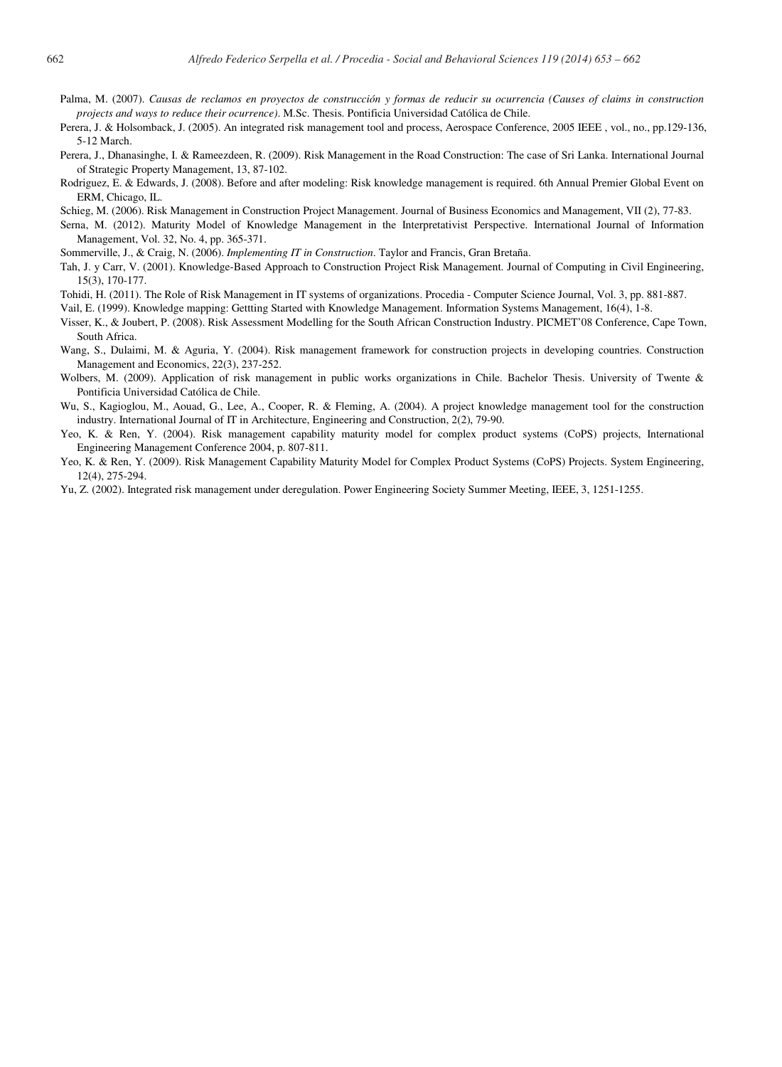Palma, M. (2007). *Causas de reclamos en proyectos de construcción y formas de reducir su ocurrencia (Causes of claims in construction projects and ways to reduce their ocurrence)*. M.Sc. Thesis. Pontificia Universidad Católica de Chile.

Perera, J. & Holsomback, J. (2005). An integrated risk management tool and process, Aerospace Conference, 2005 IEEE , vol., no., pp.129-136, 5-12 March.

Perera, J., Dhanasinghe, I. & Rameezdeen, R. (2009). Risk Management in the Road Construction: The case of Sri Lanka. International Journal of Strategic Property Management, 13, 87-102.

Rodriguez, E. & Edwards, J. (2008). Before and after modeling: Risk knowledge management is required. 6th Annual Premier Global Event on ERM, Chicago, IL.

Schieg, M. (2006). Risk Management in Construction Project Management. Journal of Business Economics and Management, VII (2), 77-83.

Serna, M. (2012). Maturity Model of Knowledge Management in the Interpretativist Perspective. International Journal of Information Management, Vol. 32, No. 4, pp. 365-371.

Sommerville, J., & Craig, N. (2006). *Implementing IT in Construction*. Taylor and Francis, Gran Bretaña.

Tah, J. y Carr, V. (2001). Knowledge-Based Approach to Construction Project Risk Management. Journal of Computing in Civil Engineering, 15(3), 170-177.

Tohidi, H. (2011). The Role of Risk Management in IT systems of organizations. Procedia - Computer Science Journal, Vol. 3, pp. 881-887.

Vail, E. (1999). Knowledge mapping: Gettting Started with Knowledge Management. Information Systems Management, 16(4), 1-8.

Visser, K., & Joubert, P. (2008). Risk Assessment Modelling for the South African Construction Industry. PICMET'08 Conference, Cape Town, South Africa.

Wang, S., Dulaimi, M. & Aguria, Y. (2004). Risk management framework for construction projects in developing countries. Construction Management and Economics, 22(3), 237-252.

Wolbers, M. (2009). Application of risk management in public works organizations in Chile. Bachelor Thesis. University of Twente & Pontificia Universidad Católica de Chile.

Wu, S., Kagioglou, M., Aouad, G., Lee, A., Cooper, R. & Fleming, A. (2004). A project knowledge management tool for the construction industry. International Journal of IT in Architecture, Engineering and Construction, 2(2), 79-90.

Yeo, K. & Ren, Y. (2004). Risk management capability maturity model for complex product systems (CoPS) projects, International Engineering Management Conference 2004, p. 807-811.

Yeo, K. & Ren, Y. (2009). Risk Management Capability Maturity Model for Complex Product Systems (CoPS) Projects. System Engineering, 12(4), 275-294.

Yu, Z. (2002). Integrated risk management under deregulation. Power Engineering Society Summer Meeting, IEEE, 3, 1251-1255.